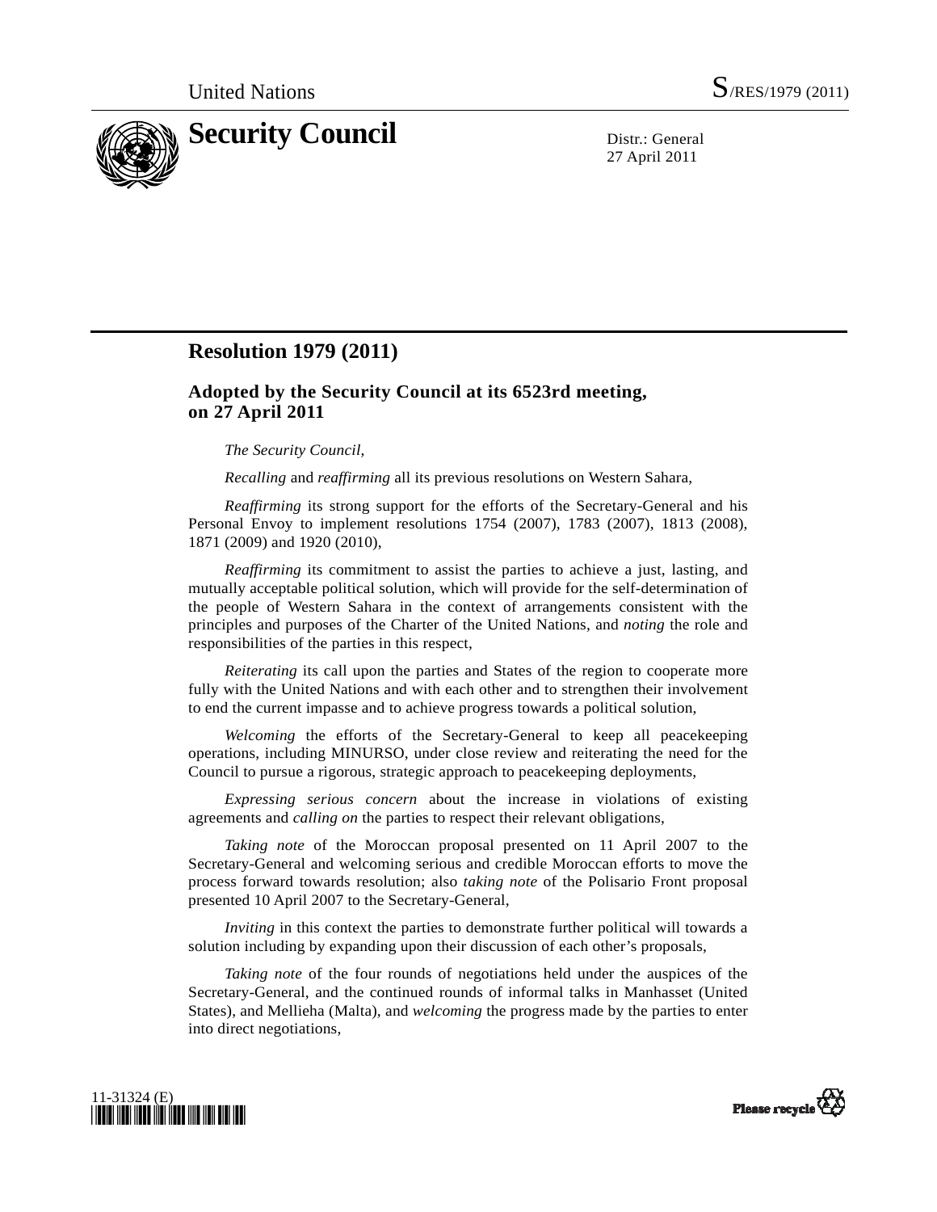United Nations S/RES/1979 (2011)

# Security Council

Distr.: General
27 April 2011

## Resolution 1979 (2011)

### Adopted by the Security Council at its 6523rd meeting, on 27 April 2011

*The Security Council*,

*Recalling* and *reaffirming* all its previous resolutions on Western Sahara,

*Reaffirming* its strong support for the efforts of the Secretary-General and his Personal Envoy to implement resolutions 1754 (2007), 1783 (2007), 1813 (2008), 1871 (2009) and 1920 (2010),

*Reaffirming* its commitment to assist the parties to achieve a just, lasting, and mutually acceptable political solution, which will provide for the self-determination of the people of Western Sahara in the context of arrangements consistent with the principles and purposes of the Charter of the United Nations, and *noting* the role and responsibilities of the parties in this respect,

*Reiterating* its call upon the parties and States of the region to cooperate more fully with the United Nations and with each other and to strengthen their involvement to end the current impasse and to achieve progress towards a political solution,

*Welcoming* the efforts of the Secretary-General to keep all peacekeeping operations, including MINURSO, under close review and reiterating the need for the Council to pursue a rigorous, strategic approach to peacekeeping deployments,

*Expressing serious concern* about the increase in violations of existing agreements and *calling on* the parties to respect their relevant obligations,

*Taking note* of the Moroccan proposal presented on 11 April 2007 to the Secretary-General and welcoming serious and credible Moroccan efforts to move the process forward towards resolution; also *taking note* of the Polisario Front proposal presented 10 April 2007 to the Secretary-General,

*Inviting* in this context the parties to demonstrate further political will towards a solution including by expanding upon their discussion of each other's proposals,

*Taking note* of the four rounds of negotiations held under the auspices of the Secretary-General, and the continued rounds of informal talks in Manhasset (United States), and Mellieha (Malta), and *welcoming* the progress made by the parties to enter into direct negotiations,

11-31324 (E)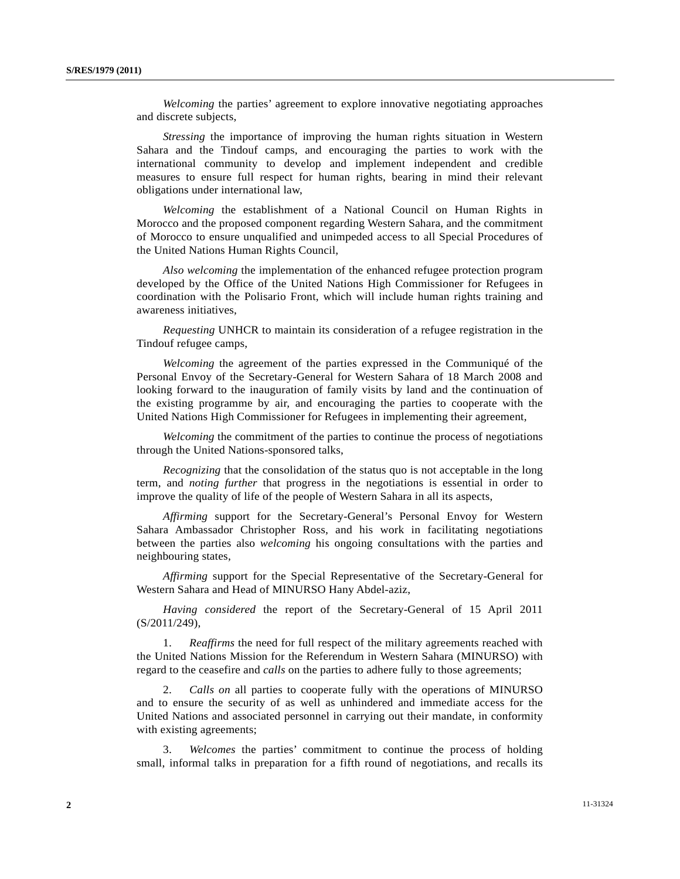*Welcoming* the parties' agreement to explore innovative negotiating approaches and discrete subjects,

*Stressing* the importance of improving the human rights situation in Western Sahara and the Tindouf camps, and encouraging the parties to work with the international community to develop and implement independent and credible measures to ensure full respect for human rights, bearing in mind their relevant obligations under international law,

*Welcoming* the establishment of a National Council on Human Rights in Morocco and the proposed component regarding Western Sahara, and the commitment of Morocco to ensure unqualified and unimpeded access to all Special Procedures of the United Nations Human Rights Council,

*Also welcoming* the implementation of the enhanced refugee protection program developed by the Office of the United Nations High Commissioner for Refugees in coordination with the Polisario Front, which will include human rights training and awareness initiatives,

*Requesting* UNHCR to maintain its consideration of a refugee registration in the Tindouf refugee camps,

*Welcoming* the agreement of the parties expressed in the Communiqué of the Personal Envoy of the Secretary-General for Western Sahara of 18 March 2008 and looking forward to the inauguration of family visits by land and the continuation of the existing programme by air, and encouraging the parties to cooperate with the United Nations High Commissioner for Refugees in implementing their agreement,

*Welcoming* the commitment of the parties to continue the process of negotiations through the United Nations-sponsored talks,

*Recognizing* that the consolidation of the status quo is not acceptable in the long term, and *noting further* that progress in the negotiations is essential in order to improve the quality of life of the people of Western Sahara in all its aspects,

*Affirming* support for the Secretary-General's Personal Envoy for Western Sahara Ambassador Christopher Ross, and his work in facilitating negotiations between the parties also *welcoming* his ongoing consultations with the parties and neighbouring states,

*Affirming* support for the Special Representative of the Secretary-General for Western Sahara and Head of MINURSO Hany Abdel-aziz,

*Having considered* the report of the Secretary-General of 15 April 2011 (S/2011/249),

1. *Reaffirms* the need for full respect of the military agreements reached with the United Nations Mission for the Referendum in Western Sahara (MINURSO) with regard to the ceasefire and *calls* on the parties to adhere fully to those agreements;

2. *Calls on* all parties to cooperate fully with the operations of MINURSO and to ensure the security of as well as unhindered and immediate access for the United Nations and associated personnel in carrying out their mandate, in conformity with existing agreements;

3. *Welcomes* the parties' commitment to continue the process of holding small, informal talks in preparation for a fifth round of negotiations, and recalls its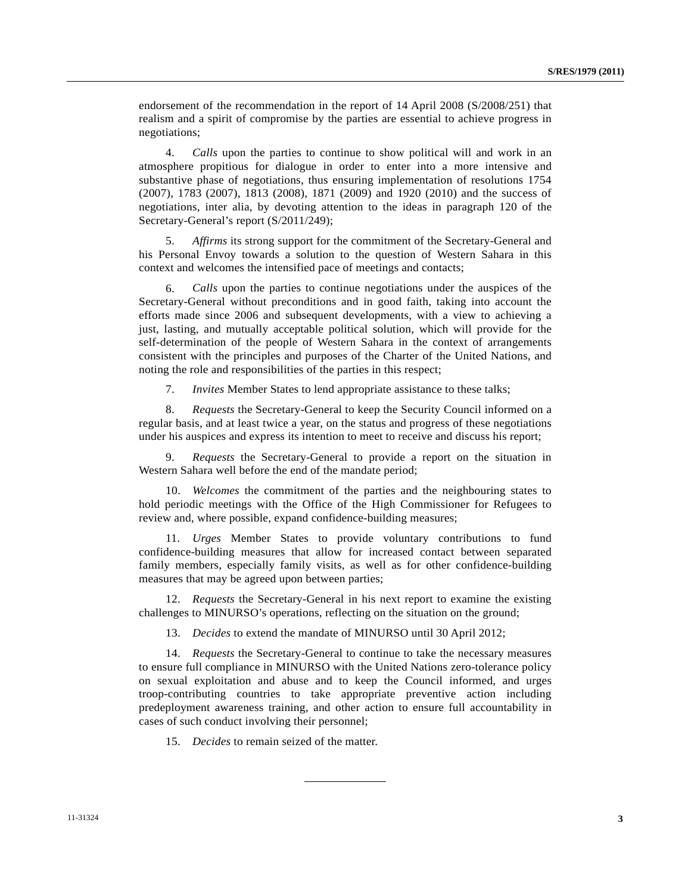endorsement of the recommendation in the report of 14 April 2008 (S/2008/251) that realism and a spirit of compromise by the parties are essential to achieve progress in negotiations;

4. *Calls* upon the parties to continue to show political will and work in an atmosphere propitious for dialogue in order to enter into a more intensive and substantive phase of negotiations, thus ensuring implementation of resolutions 1754 (2007), 1783 (2007), 1813 (2008), 1871 (2009) and 1920 (2010) and the success of negotiations, inter alia, by devoting attention to the ideas in paragraph 120 of the Secretary-General's report (S/2011/249);

5. *Affirms* its strong support for the commitment of the Secretary-General and his Personal Envoy towards a solution to the question of Western Sahara in this context and welcomes the intensified pace of meetings and contacts;

6. *Calls* upon the parties to continue negotiations under the auspices of the Secretary-General without preconditions and in good faith, taking into account the efforts made since 2006 and subsequent developments, with a view to achieving a just, lasting, and mutually acceptable political solution, which will provide for the self-determination of the people of Western Sahara in the context of arrangements consistent with the principles and purposes of the Charter of the United Nations, and noting the role and responsibilities of the parties in this respect;

7. *Invites* Member States to lend appropriate assistance to these talks;

8. *Requests* the Secretary-General to keep the Security Council informed on a regular basis, and at least twice a year, on the status and progress of these negotiations under his auspices and express its intention to meet to receive and discuss his report;

9. *Requests* the Secretary-General to provide a report on the situation in Western Sahara well before the end of the mandate period;

10. *Welcomes* the commitment of the parties and the neighbouring states to hold periodic meetings with the Office of the High Commissioner for Refugees to review and, where possible, expand confidence-building measures;

11. *Urges* Member States to provide voluntary contributions to fund confidence-building measures that allow for increased contact between separated family members, especially family visits, as well as for other confidence-building measures that may be agreed upon between parties;

12. *Requests* the Secretary-General in his next report to examine the existing challenges to MINURSO's operations, reflecting on the situation on the ground;

13. *Decides* to extend the mandate of MINURSO until 30 April 2012;

14. *Requests* the Secretary-General to continue to take the necessary measures to ensure full compliance in MINURSO with the United Nations zero-tolerance policy on sexual exploitation and abuse and to keep the Council informed, and urges troop-contributing countries to take appropriate preventive action including predeployment awareness training, and other action to ensure full accountability in cases of such conduct involving their personnel;

15. *Decides* to remain seized of the matter.